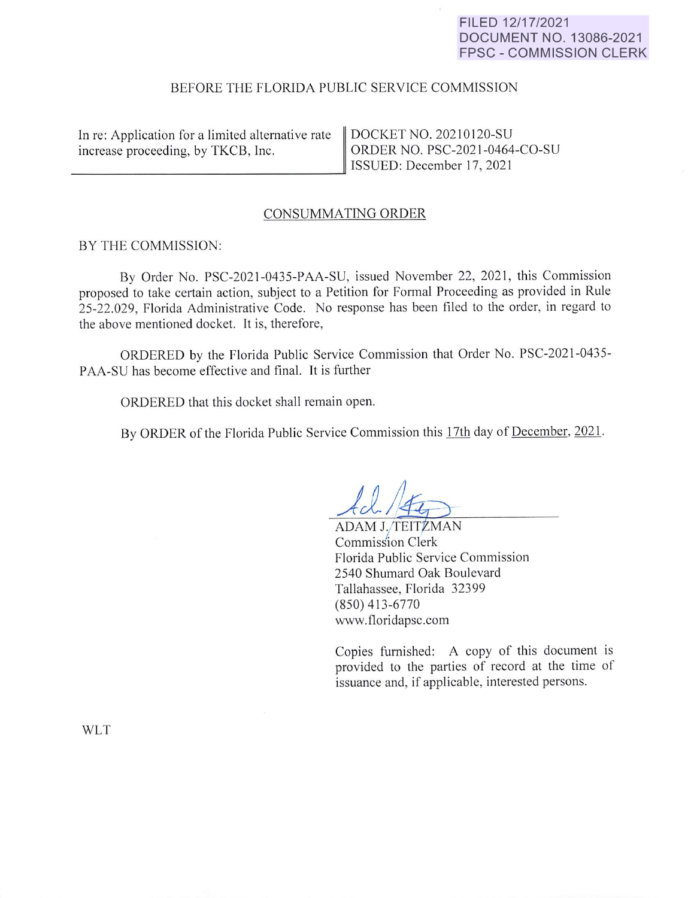FILED 12/17/2021
DOCUMENT NO. 13086-2021
FPSC - COMMISSION CLERK

BEFORE THE FLORIDA PUBLIC SERVICE COMMISSION

| | |
|---|---|
| In re: Application for a limited alternative rate increase proceeding, by TKCB, Inc. | DOCKET NO. 20210120-SU<br>ORDER NO. PSC-2021-0464-CO-SU<br>ISSUED: December 17, 2021 |

## CONSUMMATING ORDER

BY THE COMMISSION:

By Order No. PSC-2021-0435-PAA-SU, issued November 22, 2021, this Commission proposed to take certain action, subject to a Petition for Formal Proceeding as provided in Rule 25-22.029, Florida Administrative Code. No response has been filed to the order, in regard to the above mentioned docket. It is, therefore,

ORDERED by the Florida Public Service Commission that Order No. PSC-2021-0435-PAA-SU has become effective and final. It is further

ORDERED that this docket shall remain open.

By ORDER of the Florida Public Service Commission this 17th day of December, 2021.

ADAM J. TEITZMAN
Commission Clerk
Florida Public Service Commission
2540 Shumard Oak Boulevard
Tallahassee, Florida 32399
(850) 413-6770
www.floridapsc.com

Copies furnished: A copy of this document is provided to the parties of record at the time of issuance and, if applicable, interested persons.

WLT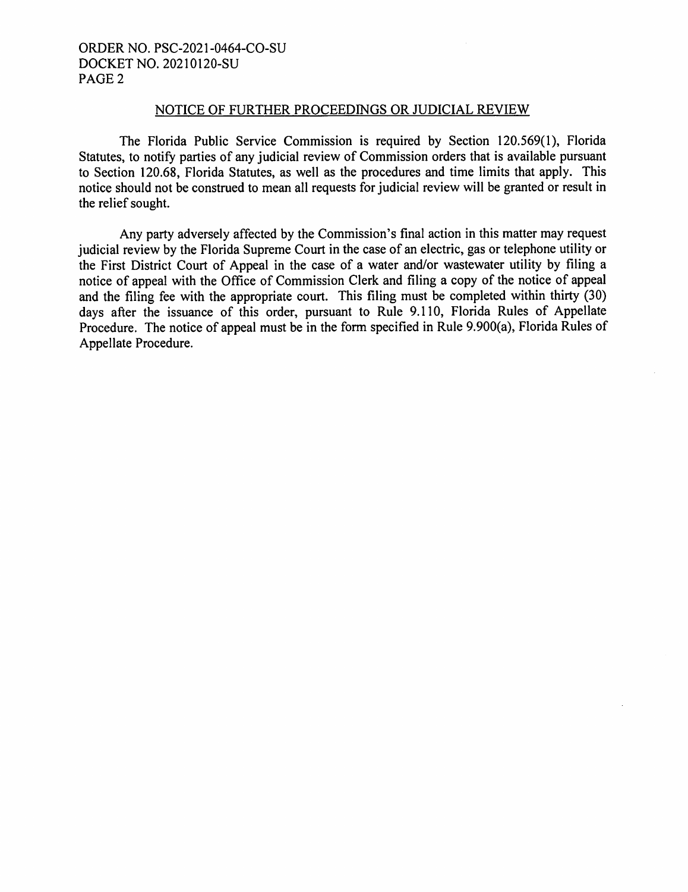## NOTICE OF FURTHER PROCEEDINGS OR JUDICIAL REVIEW

The Florida Public Service Commission is required by Section 120.569(1), Florida Statutes, to notify parties of any judicial review of Commission orders that is available pursuant to Section 120.68, Florida Statutes, as well as the procedures and time limits that apply. This notice should not be construed to mean all requests for judicial review will be granted or result in the relief sought.

Any party adversely affected by the Commission's final action in this matter may request judicial review by the Florida Supreme Court in the case of an electric, gas or telephone utility or the First District Court of Appeal in the case of a water and/or wastewater utility by filing a notice of appeal with the Office of Commission Clerk and filing a copy of the notice of appeal and the filing fee with the appropriate court. This filing must be completed within thirty (30) days after the issuance of this order, pursuant to Rule 9.110, Florida Rules of Appellate Procedure. The notice of appeal must be in the form specified in Rule 9.900(a), Florida Rules of Appellate Procedure.